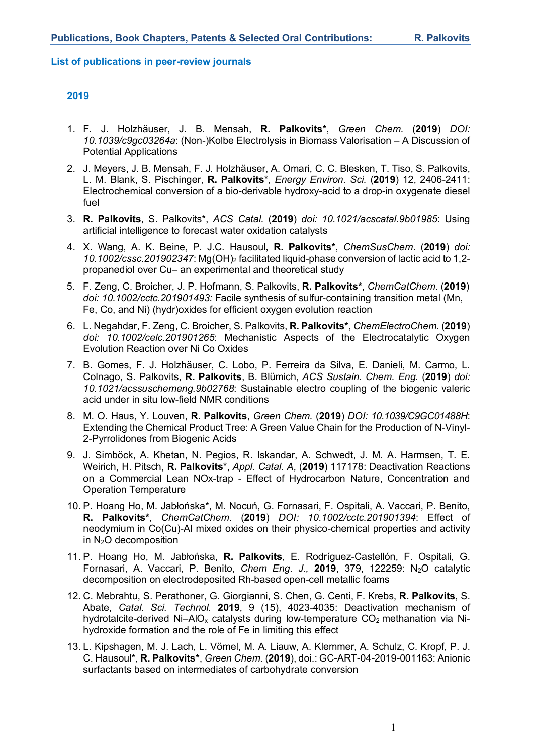## List of publications in peer-review journals

### 2019

1. F. J. Holzhäuser, J. B. Mensah, **R. Palkovits\***, *Green Chem.* (**2019**) *DOI: 10.1039/c9gc03264a*: (Non-)Kolbe Electrolysis in Biomass Valorisation – A Discussion of Potential Applications

2. J. Meyers, J. B. Mensah, F. J. Holzhäuser, A. Omari, C. C. Blesken, T. Tiso, S. Palkovits, L. M. Blank, S. Pischinger, **R. Palkovits**\*, *Energy Environ. Sci.* (**2019**) 12, 2406-2411: Electrochemical conversion of a bio-derivable hydroxy-acid to a drop-in oxygenate diesel fuel

3. **R. Palkovits**, S. Palkovits\*, *ACS Catal.* (**2019**) *doi: 10.1021/acscatal.9b01985*: Using artificial intelligence to forecast water oxidation catalysts

4. X. Wang, A. K. Beine, P. J.C. Hausoul, **R. Palkovits\***, *ChemSusChem*. (**2019**) *doi: 10.1002/cssc.201902347*: $Mg(OH)_2$ facilitated liquid-phase conversion of lactic acid to 1,2-propanediol over Cu– an experimental and theoretical study

5. F. Zeng, C. Broicher, J. P. Hofmann, S. Palkovits, **R. Palkovits\***, *ChemCatChem*. (**2019**) *doi: 10.1002/cctc.201901493:* Facile synthesis of sulfur-containing transition metal (Mn, Fe, Co, and Ni) (hydr)oxides for efficient oxygen evolution reaction

6. L. Negahdar, F. Zeng, C. Broicher, S. Palkovits, **R. Palkovits\***, *ChemElectroChem*. (**2019**) *doi: 10.1002/celc.201901265*: Mechanistic Aspects of the Electrocatalytic Oxygen Evolution Reaction over Ni Co Oxides

7. B. Gomes, F. J. Holzhäuser, C. Lobo, P. Ferreira da Silva, E. Danieli, M. Carmo, L. Colnago, S. Palkovits, **R. Palkovits**, B. Blümich, *ACS Sustain. Chem. Eng.* (**2019**) *doi: 10.1021/acssuschemeng.9b02768*: Sustainable electro coupling of the biogenic valeric acid under in situ low-field NMR conditions

8. M. O. Haus, Y. Louven, **R. Palkovits**, *Green Chem.* (**2019**) *DOI: 10.1039/C9GC01488H*: Extending the Chemical Product Tree: A Green Value Chain for the Production of N-Vinyl-2-Pyrrolidones from Biogenic Acids

9. J. Simböck, A. Khetan, N. Pegios, R. Iskandar, A. Schwedt, J. M. A. Harmsen, T. E. Weirich, H. Pitsch, **R. Palkovits**\*, *Appl. Catal. A*, (**2019**) 117178: Deactivation Reactions on a Commercial Lean NOx-trap - Effect of Hydrocarbon Nature, Concentration and Operation Temperature

10. P. Hoang Ho, M. Jabłońska\*, M. Nocuń, G. Fornasari, F. Ospitali, A. Vaccari, P. Benito, **R. Palkovits\***, *ChemCatChem*. (**2019**) *DOI: 10.1002/cctc.201901394*: Effect of neodymium in Co(Cu)-Al mixed oxides on their physico-chemical properties and activity in $N_2O$ decomposition

11. P. Hoang Ho, M. Jabłońska, **R. Palkovits**, E. Rodríguez-Castellón, F. Ospitali, G. Fornasari, A. Vaccari, P. Benito, *Chem Eng. J.,* **2019**, 379, 122259: $N_2O$ catalytic decomposition on electrodeposited Rh-based open-cell metallic foams

12. C. Mebrahtu, S. Perathoner, G. Giorgianni, S. Chen, G. Centi, F. Krebs, **R. Palkovits**, S. Abate, *Catal. Sci. Technol.* **2019**, 9 (15), 4023-4035: Deactivation mechanism of hydrotalcite-derived Ni–$AlO_x$ catalysts during low-temperature $CO_2$ methanation via Ni-hydroxide formation and the role of Fe in limiting this effect

13. L. Kipshagen, M. J. Lach, L. Vömel, M. A. Liauw, A. Klemmer, A. Schulz, C. Kropf, P. J. C. Hausoul\*, **R. Palkovits\***, *Green Chem.* (**2019**), doi.: GC-ART-04-2019-001163: Anionic surfactants based on intermediates of carbohydrate conversion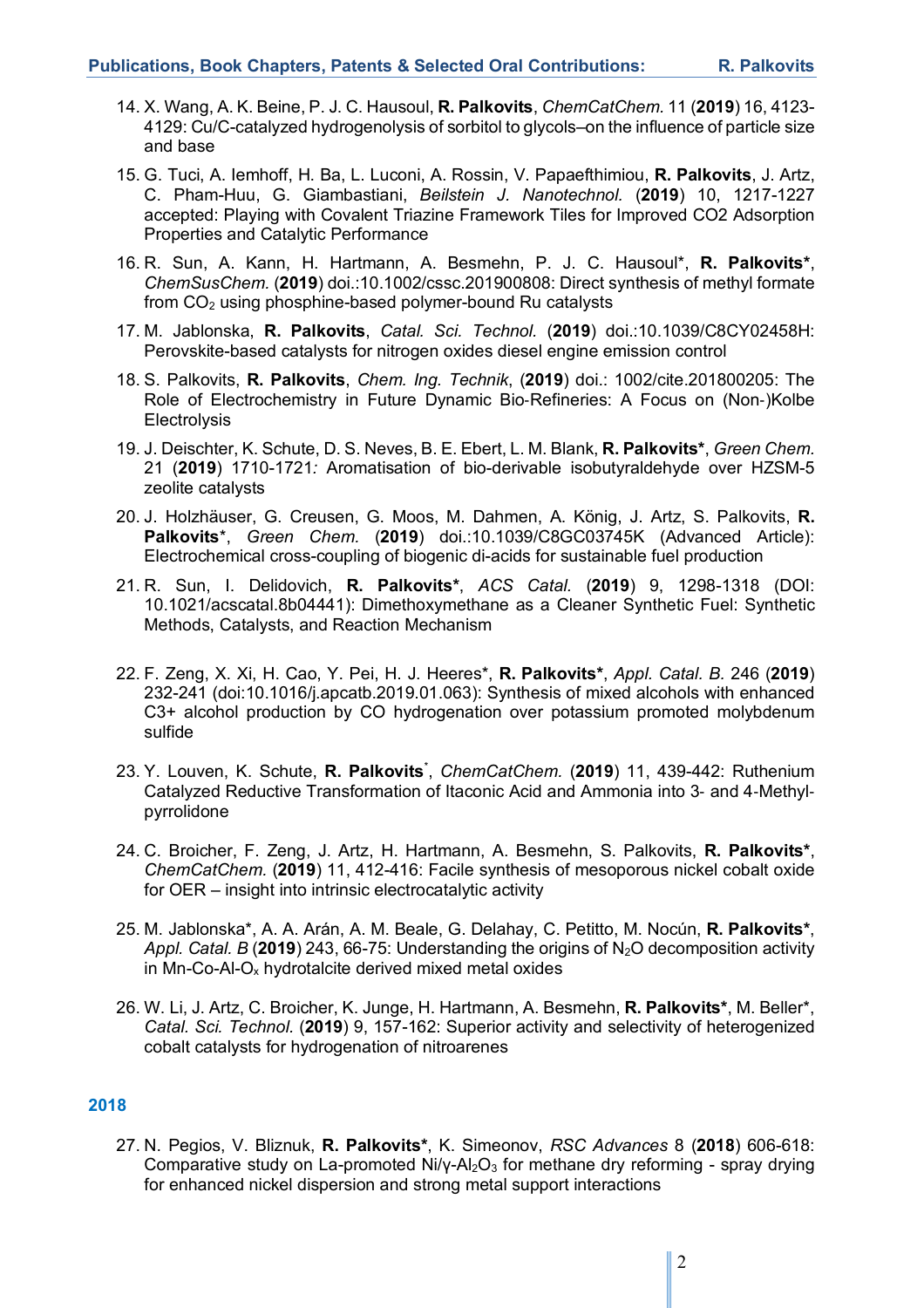14. X. Wang, A. K. Beine, P. J. C. Hausoul, **R. Palkovits**, *ChemCatChem.* 11 (**2019**) 16, 4123-4129: Cu/C-catalyzed hydrogenolysis of sorbitol to glycols–on the influence of particle size and base

15. G. Tuci, A. Iemhoff, H. Ba, L. Luconi, A. Rossin, V. Papaefthimiou, **R. Palkovits**, J. Artz, C. Pham-Huu, G. Giambastiani, *Beilstein J. Nanotechnol.* (**2019**) 10, 1217-1227 accepted: Playing with Covalent Triazine Framework Tiles for Improved CO2 Adsorption Properties and Catalytic Performance

16. R. Sun, A. Kann, H. Hartmann, A. Besmehn, P. J. C. Hausoul*, **R. Palkovits***, *ChemSusChem.* (**2019**) doi.:10.1002/cssc.201900808: Direct synthesis of methyl formate from $CO_2$ using phosphine-based polymer-bound Ru catalysts

17. M. Jablonska, **R. Palkovits**, *Catal. Sci. Technol.* (**2019**) doi.:10.1039/C8CY02458H: Perovskite-based catalysts for nitrogen oxides diesel engine emission control

18. S. Palkovits, **R. Palkovits**, *Chem. Ing. Technik*, (**2019**) doi.: 1002/cite.201800205: The Role of Electrochemistry in Future Dynamic Bio-Refineries: A Focus on (Non-)Kolbe Electrolysis

19. J. Deischter, K. Schute, D. S. Neves, B. E. Ebert, L. M. Blank, **R. Palkovits***, *Green Chem.* 21 (**2019**) 1710-1721*:* Aromatisation of bio-derivable isobutyraldehyde over HZSM-5 zeolite catalysts

20. J. Holzhäuser, G. Creusen, G. Moos, M. Dahmen, A. König, J. Artz, S. Palkovits, **R. Palkovits***, *Green Chem.* (**2019**) doi.:10.1039/C8GC03745K (Advanced Article): Electrochemical cross-coupling of biogenic di-acids for sustainable fuel production

21. R. Sun, I. Delidovich, **R. Palkovits***, *ACS Catal.* (**2019**) 9, 1298-1318 (DOI: 10.1021/acscatal.8b04441): Dimethoxymethane as a Cleaner Synthetic Fuel: Synthetic Methods, Catalysts, and Reaction Mechanism

22. F. Zeng, X. Xi, H. Cao, Y. Pei, H. J. Heeres*, **R. Palkovits***, *Appl. Catal. B.* 246 (**2019**) 232-241 (doi:10.1016/j.apcatb.2019.01.063): Synthesis of mixed alcohols with enhanced C3+ alcohol production by CO hydrogenation over potassium promoted molybdenum sulfide

23. Y. Louven, K. Schute, **R. Palkovits***, *ChemCatChem.* (**2019**) 11, 439-442: Ruthenium Catalyzed Reductive Transformation of Itaconic Acid and Ammonia into 3- and 4-Methyl-pyrrolidone

24. C. Broicher, F. Zeng, J. Artz, H. Hartmann, A. Besmehn, S. Palkovits, **R. Palkovits***, *ChemCatChem.* (**2019**) 11, 412-416: Facile synthesis of mesoporous nickel cobalt oxide for OER – insight into intrinsic electrocatalytic activity

25. M. Jablonska*, A. A. Arán, A. M. Beale, G. Delahay, C. Petitto, M. Nocún, **R. Palkovits***, *Appl. Catal. B* (**2019**) 243, 66-75: Understanding the origins of $N_2O$ decomposition activity in Mn-Co-Al-$O_x$ hydrotalcite derived mixed metal oxides

26. W. Li, J. Artz, C. Broicher, K. Junge, H. Hartmann, A. Besmehn, **R. Palkovits***, M. Beller*, *Catal. Sci. Technol.* (**2019**) 9, 157-162: Superior activity and selectivity of heterogenized cobalt catalysts for hydrogenation of nitroarenes

## 2018

27. N. Pegios, V. Bliznuk, **R. Palkovits***, K. Simeonov, *RSC Advances* 8 (**2018**) 606-618: Comparative study on La-promoted Ni/γ-$Al_2O_3$ for methane dry reforming - spray drying for enhanced nickel dispersion and strong metal support interactions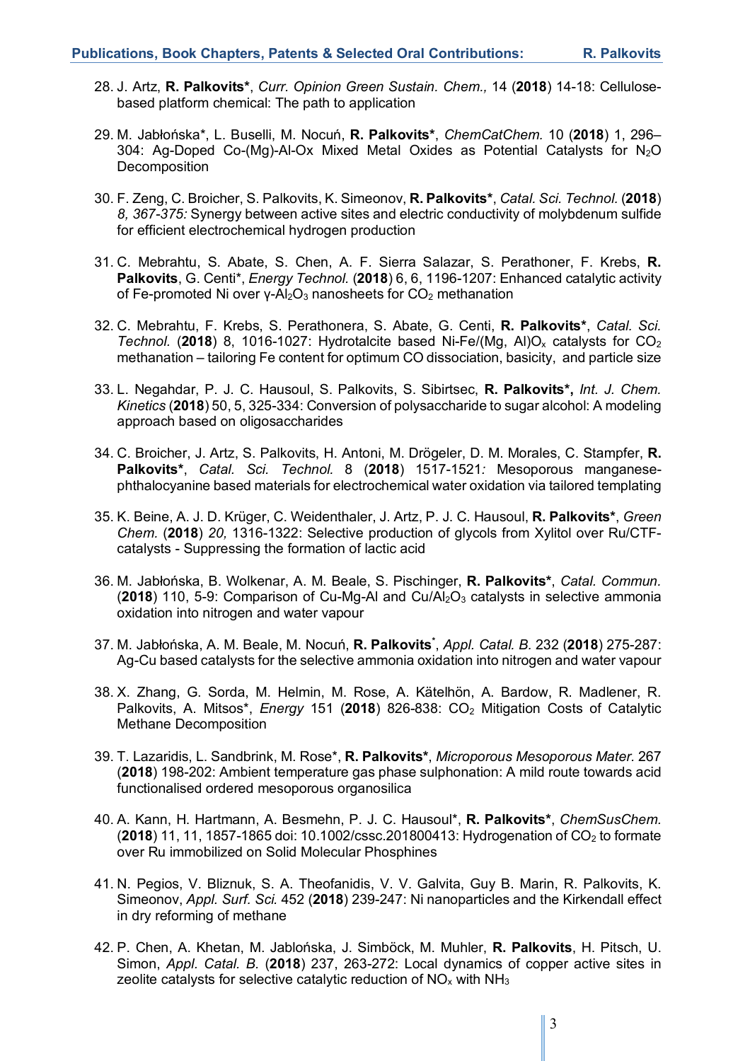28. J. Artz, **R. Palkovits\***, *Curr. Opinion Green Sustain. Chem.,* 14 (**2018**) 14-18: Cellulose-based platform chemical: The path to application

29. M. Jabłońska\*, L. Buselli, M. Nocuń, **R. Palkovits\***, *ChemCatChem.* 10 (**2018**) 1, 296–304: Ag-Doped Co-(Mg)-Al-Ox Mixed Metal Oxides as Potential Catalysts for $N_2O$ Decomposition

30. F. Zeng, C. Broicher, S. Palkovits, K. Simeonov, **R. Palkovits\***, *Catal. Sci. Technol.* (**2018**) *8, 367-375:* Synergy between active sites and electric conductivity of molybdenum sulfide for efficient electrochemical hydrogen production

31. C. Mebrahtu, S. Abate, S. Chen, A. F. Sierra Salazar, S. Perathoner, F. Krebs, **R. Palkovits**, G. Centi\*, *Energy Technol.* (**2018**) 6, 6, 1196-1207: Enhanced catalytic activity of Fe-promoted Ni over γ-$Al_2O_3$ nanosheets for $CO_2$ methanation

32. C. Mebrahtu, F. Krebs, S. Perathonera, S. Abate, G. Centi, **R. Palkovits\***, *Catal. Sci. Technol.* (**2018**) 8, 1016-1027: Hydrotalcite based Ni-Fe/(Mg, Al)$O_x$ catalysts for $CO_2$ methanation – tailoring Fe content for optimum CO dissociation, basicity, and particle size

33. L. Negahdar, P. J. C. Hausoul, S. Palkovits, S. Sibirtsec, **R. Palkovits\*,** *Int. J. Chem. Kinetics* (**2018**) 50, 5, 325-334: Conversion of polysaccharide to sugar alcohol: A modeling approach based on oligosaccharides

34. C. Broicher, J. Artz, S. Palkovits, H. Antoni, M. Drögeler, D. M. Morales, C. Stampfer, **R. Palkovits\***, *Catal. Sci. Technol* 8 (**2018**) 1517-1521*:* Mesoporous manganese-phthalocyanine based materials for electrochemical water oxidation via tailored templating

35. K. Beine, A. J. D. Krüger, C. Weidenthaler, J. Artz, P. J. C. Hausoul, **R. Palkovits\***, *Green Chem.* (**2018**) *20,* 1316-1322: Selective production of glycols from Xylitol over Ru/CTF-catalysts - Suppressing the formation of lactic acid

36. M. Jabłońska, B. Wolkenar, A. M. Beale, S. Pischinger, **R. Palkovits\***, *Catal. Commun.* (**2018**) 110, 5-9: Comparison of Cu-Mg-Al and Cu/$Al_2O_3$ catalysts in selective ammonia oxidation into nitrogen and water vapour

37. M. Jabłońska, A. M. Beale, M. Nocuń, **R. Palkovits**\*, *Appl. Catal. B.* 232 (**2018**) 275-287: Ag-Cu based catalysts for the selective ammonia oxidation into nitrogen and water vapour

38. X. Zhang, G. Sorda, M. Helmin, M. Rose, A. Kätelhön, A. Bardow, R. Madlener, R. Palkovits, A. Mitsos\*, *Energy* 151 (**2018**) 826-838: $CO_2$ Mitigation Costs of Catalytic Methane Decomposition

39. T. Lazaridis, L. Sandbrink, M. Rose\*, **R. Palkovits\***, *Microporous Mesoporous Mater.* 267 (**2018**) 198-202: Ambient temperature gas phase sulphonation: A mild route towards acid functionalised ordered mesoporous organosilica

40. A. Kann, H. Hartmann, A. Besmehn, P. J. C. Hausoul\*, **R. Palkovits\***, *ChemSusChem.* (**2018**) 11, 11, 1857-1865 doi: 10.1002/cssc.201800413: Hydrogenation of $CO_2$ to formate over Ru immobilized on Solid Molecular Phosphines

41. N. Pegios, V. Bliznuk, S. A. Theofanidis, V. V. Galvita, Guy B. Marin, R. Palkovits, K. Simeonov, *Appl. Surf. Sci.* 452 (**2018**) 239-247: Ni nanoparticles and the Kirkendall effect in dry reforming of methane

42. P. Chen, A. Khetan, M. Jablońska, J. Simböck, M. Muhler, **R. Palkovits**, H. Pitsch, U. Simon, *Appl. Catal. B.* (**2018**) 237, 263-272: Local dynamics of copper active sites in zeolite catalysts for selective catalytic reduction of $NO_x$ with $NH_3$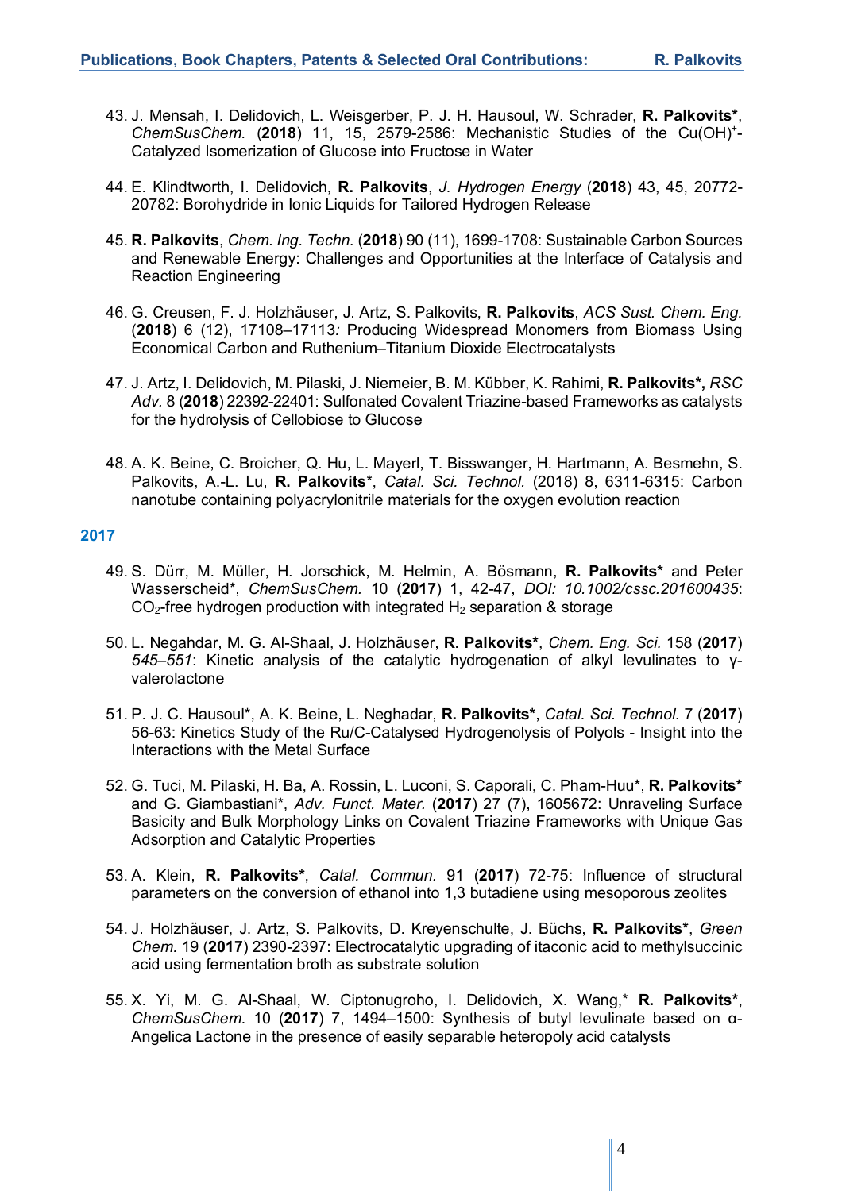43. J. Mensah, I. Delidovich, L. Weisgerber, P. J. H. Hausoul, W. Schrader, **R. Palkovits***, *ChemSusChem.* (**2018**) 11, 15, 2579-2586: Mechanistic Studies of the $Cu(OH)^+$-Catalyzed Isomerization of Glucose into Fructose in Water

44. E. Klindtworth, I. Delidovich, **R. Palkovits**, *J. Hydrogen Energy* (**2018**) 43, 45, 20772-20782: Borohydride in Ionic Liquids for Tailored Hydrogen Release

45. **R. Palkovits**, *Chem. Ing. Techn.* (**2018**) 90 (11), 1699-1708: Sustainable Carbon Sources and Renewable Energy: Challenges and Opportunities at the Interface of Catalysis and Reaction Engineering

46. G. Creusen, F. J. Holzhäuser, J. Artz, S. Palkovits, **R. Palkovits**, *ACS Sust. Chem. Eng.* (**2018**) 6 (12), 17108–17113*:* Producing Widespread Monomers from Biomass Using Economical Carbon and Ruthenium–Titanium Dioxide Electrocatalysts

47. J. Artz, I. Delidovich, M. Pilaski, J. Niemeier, B. M. Kübber, K. Rahimi, **R. Palkovits\*,** *RSC Adv.* 8 (**2018**) 22392-22401: Sulfonated Covalent Triazine-based Frameworks as catalysts for the hydrolysis of Cellobiose to Glucose

48. A. K. Beine, C. Broicher, Q. Hu, L. Mayerl, T. Bisswanger, H. Hartmann, A. Besmehn, S. Palkovits, A.-L. Lu, **R. Palkovits***, *Catal. Sci. Technol.* (2018) 8, 6311-6315: Carbon nanotube containing polyacrylonitrile materials for the oxygen evolution reaction

## 2017

49. S. Dürr, M. Müller, H. Jorschick, M. Helmin, A. Bösmann, **R. Palkovits*** and Peter Wasserscheid*, *ChemSusChem.* 10 (**2017**) 1, 42-47, *DOI: 10.1002/cssc.201600435*: $CO_2$-free hydrogen production with integrated $H_2$ separation & storage

50. L. Negahdar, M. G. Al-Shaal, J. Holzhäuser, **R. Palkovits***, *Chem. Eng. Sci.* 158 (**2017**) *545–551*: Kinetic analysis of the catalytic hydrogenation of alkyl levulinates to γ-valerolactone

51. P. J. C. Hausoul*, A. K. Beine, L. Neghadar, **R. Palkovits***, *Catal. Sci. Technol.* 7 (**2017**) 56-63: Kinetics Study of the Ru/C-Catalysed Hydrogenolysis of Polyols - Insight into the Interactions with the Metal Surface

52. G. Tuci, M. Pilaski, H. Ba, A. Rossin, L. Luconi, S. Caporali, C. Pham-Huu*, **R. Palkovits*** and G. Giambastiani*, *Adv. Funct. Mater.* (**2017**) 27 (7), 1605672: Unraveling Surface Basicity and Bulk Morphology Links on Covalent Triazine Frameworks with Unique Gas Adsorption and Catalytic Properties

53. A. Klein, **R. Palkovits***, *Catal. Commun.* 91 (**2017**) 72-75: Influence of structural parameters on the conversion of ethanol into 1,3 butadiene using mesoporous zeolites

54. J. Holzhäuser, J. Artz, S. Palkovits, D. Kreyenschulte, J. Büchs, **R. Palkovits***, *Green Chem.* 19 (**2017**) 2390-2397: Electrocatalytic upgrading of itaconic acid to methylsuccinic acid using fermentation broth as substrate solution

55. X. Yi, M. G. Al-Shaal, W. Ciptonugroho, I. Delidovich, X. Wang,* **R. Palkovits***, *ChemSusChem.* 10 (**2017**) 7, 1494–1500: Synthesis of butyl levulinate based on α-Angelica Lactone in the presence of easily separable heteropoly acid catalysts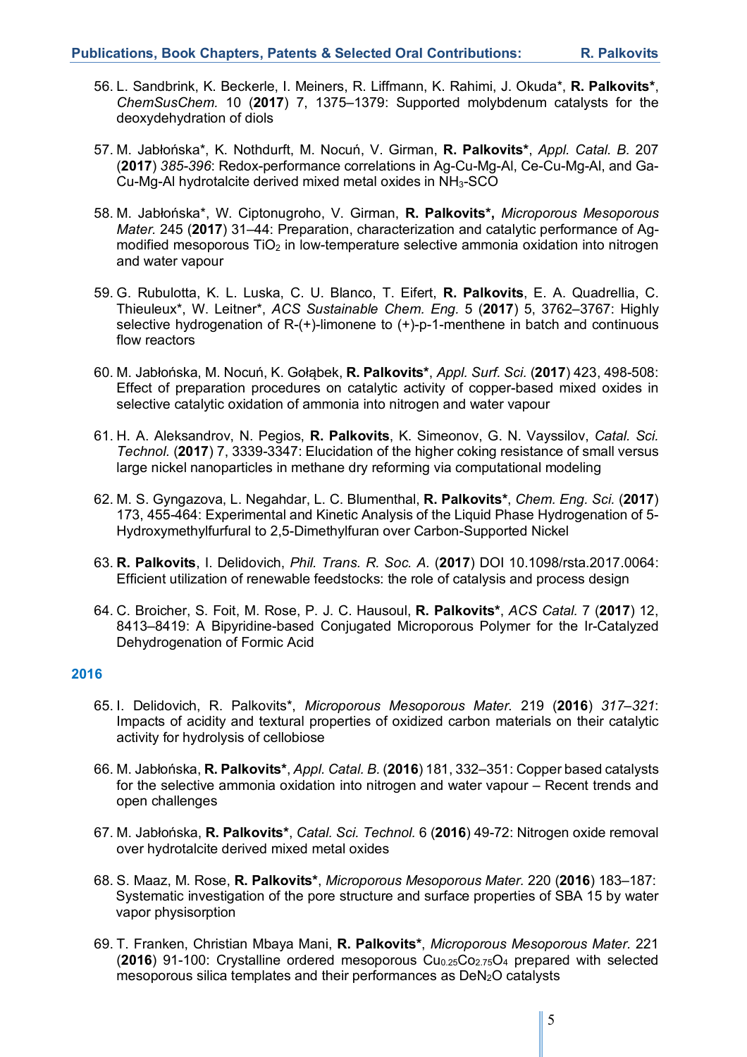56. L. Sandbrink, K. Beckerle, I. Meiners, R. Liffmann, K. Rahimi, J. Okuda*, **R. Palkovits***, *ChemSusChem.* 10 (**2017**) 7, 1375–1379: Supported molybdenum catalysts for the deoxydehydration of diols

57. M. Jabłońska*, K. Nothdurft, M. Nocuń, V. Girman, **R. Palkovits***, *Appl. Catal. B.* 207 (**2017**) *385-396*: Redox-performance correlations in Ag-Cu-Mg-Al, Ce-Cu-Mg-Al, and Ga-Cu-Mg-Al hydrotalcite derived mixed metal oxides in $NH_3$-SCO

58. M. Jabłońska*, W. Ciptonugroho, V. Girman, **R. Palkovits*,** *Microporous Mesoporous Mater.* 245 (**2017**) 31–44: Preparation, characterization and catalytic performance of Ag-modified mesoporous $TiO_2$ in low-temperature selective ammonia oxidation into nitrogen and water vapour

59. G. Rubulotta, K. L. Luska, C. U. Blanco, T. Eifert, **R. Palkovits**, E. A. Quadrellia, C. Thieuleux*, W. Leitner*, *ACS Sustainable Chem. Eng.* 5 (**2017**) 5, 3762–3767: Highly selective hydrogenation of R-(+)-limonene to (+)-p-1-menthene in batch and continuous flow reactors

60. M. Jabłońska, M. Nocuń, K. Gołąbek, **R. Palkovits***, *Appl. Surf. Sci.* (**2017**) 423, 498-508: Effect of preparation procedures on catalytic activity of copper-based mixed oxides in selective catalytic oxidation of ammonia into nitrogen and water vapour

61. H. A. Aleksandrov, N. Pegios, **R. Palkovits**, K. Simeonov, G. N. Vayssilov, *Catal. Sci. Technol.* (**2017**) 7, 3339-3347: Elucidation of the higher coking resistance of small versus large nickel nanoparticles in methane dry reforming via computational modeling

62. M. S. Gyngazova, L. Negahdar, L. C. Blumenthal, **R. Palkovits***, *Chem. Eng. Sci.* (**2017**) 173, 455-464: Experimental and Kinetic Analysis of the Liquid Phase Hydrogenation of 5-Hydroxymethylfurfural to 2,5-Dimethylfuran over Carbon-Supported Nickel

63. **R. Palkovits**, I. Delidovich, *Phil. Trans. R. Soc. A.* (**2017**) DOI 10.1098/rsta.2017.0064: Efficient utilization of renewable feedstocks: the role of catalysis and process design

64. C. Broicher, S. Foit, M. Rose, P. J. C. Hausoul, **R. Palkovits***, *ACS Catal.* 7 (**2017**) 12, 8413–8419: A Bipyridine-based Conjugated Microporous Polymer for the Ir-Catalyzed Dehydrogenation of Formic Acid

### 2016

65. I. Delidovich, R. Palkovits*, *Microporous Mesoporous Mater.* 219 (**2016**) *317–321*: Impacts of acidity and textural properties of oxidized carbon materials on their catalytic activity for hydrolysis of cellobiose

66. M. Jabłońska, **R. Palkovits***, *Appl. Catal. B.* (**2016**) 181, 332–351: Copper based catalysts for the selective ammonia oxidation into nitrogen and water vapour – Recent trends and open challenges

67. M. Jabłońska, **R. Palkovits***, *Catal. Sci. Technol.* 6 (**2016**) 49-72: Nitrogen oxide removal over hydrotalcite derived mixed metal oxides

68. S. Maaz, M. Rose, **R. Palkovits***, *Microporous Mesoporous Mater.* 220 (**2016**) 183–187: Systematic investigation of the pore structure and surface properties of SBA 15 by water vapor physisorption

69. T. Franken, Christian Mbaya Mani, **R. Palkovits***, *Microporous Mesoporous Mater.* 221 (**2016**) 91-100: Crystalline ordered mesoporous $Cu_{0.25}Co_{2.75}O_4$ prepared with selected mesoporous silica templates and their performances as $DeN_2O$ catalysts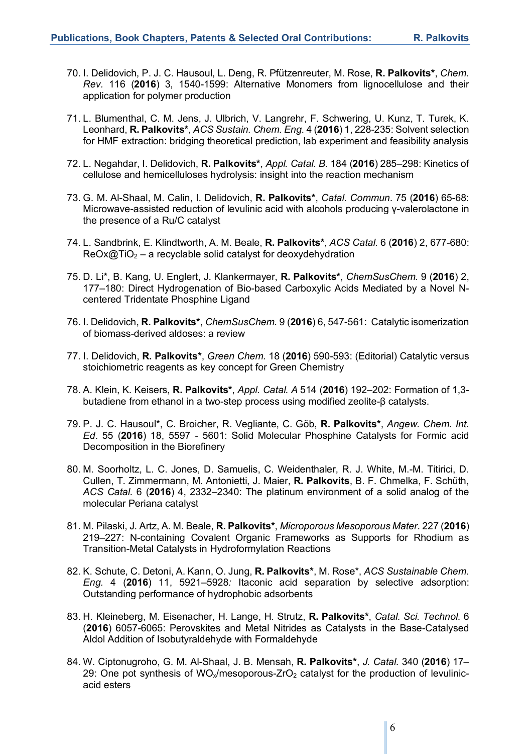70. I. Delidovich, P. J. C. Hausoul, L. Deng, R. Pfützenreuter, M. Rose, **R. Palkovits***, *Chem. Rev*. 116 (**2016**) 3, 1540-1599: Alternative Monomers from lignocellulose and their application for polymer production

71. L. Blumenthal, C. M. Jens, J. Ulbrich, V. Langrehr, F. Schwering, U. Kunz, T. Turek, K. Leonhard, **R. Palkovits***, *ACS Sustain. Chem. Eng.* 4 (**2016**) 1, 228-235: Solvent selection for HMF extraction: bridging theoretical prediction, lab experiment and feasibility analysis

72. L. Negahdar, I. Delidovich, **R. Palkovits***, *Appl. Catal. B*. 184 (**2016**) 285–298: Kinetics of cellulose and hemicelluloses hydrolysis: insight into the reaction mechanism

73. G. M. Al-Shaal, M. Calin, I. Delidovich, **R. Palkovits***, *Catal. Commun*. 75 (**2016**) 65-68: Microwave-assisted reduction of levulinic acid with alcohols producing γ-valerolactone in the presence of a Ru/C catalyst

74. L. Sandbrink, E. Klindtworth, A. M. Beale, **R. Palkovits***, *ACS Catal.* 6 (**2016**) 2, 677-680: ReOx@$TiO_2$ – a recyclable solid catalyst for deoxydehydration

75. D. Li*, B. Kang, U. Englert, J. Klankermayer, **R. Palkovits***, *ChemSusChem.* 9 (**2016**) 2, 177–180: Direct Hydrogenation of Bio-based Carboxylic Acids Mediated by a Novel N-centered Tridentate Phosphine Ligand

76. I. Delidovich, **R. Palkovits***, *ChemSusChem.* 9 (**2016**) 6, 547-561: Catalytic isomerization of biomass-derived aldoses: a review

77. I. Delidovich, **R. Palkovits***, *Green Chem.* 18 (**2016**) 590-593: (Editorial) Catalytic versus stoichiometric reagents as key concept for Green Chemistry

78. A. Klein, K. Keisers, **R. Palkovits***, *Appl. Catal. A* 514 (**2016**) 192–202: Formation of 1,3-butadiene from ethanol in a two-step process using modified zeolite-β catalysts.

79. P. J. C. Hausoul*, C. Broicher, R. Vegliante, C. Göb, **R. Palkovits***, *Angew. Chem. Int. Ed*. 55 (**2016**) 18, 5597 - 5601: Solid Molecular Phosphine Catalysts for Formic acid Decomposition in the Biorefinery

80. M. Soorholtz, L. C. Jones, D. Samuelis, C. Weidenthaler, R. J. White, M.-M. Titirici, D. Cullen, T. Zimmermann, M. Antonietti, J. Maier, **R. Palkovits**, B. F. Chmelka, F. Schüth, *ACS Catal.* 6 (**2016**) 4, 2332–2340: The platinum environment of a solid analog of the molecular Periana catalyst

81. M. Pilaski, J. Artz, A. M. Beale, **R. Palkovits***, *Microporous Mesoporous Mater*. 227 (**2016**) 219–227: N-containing Covalent Organic Frameworks as Supports for Rhodium as Transition-Metal Catalysts in Hydroformylation Reactions

82. K. Schute, C. Detoni, A. Kann, O. Jung, **R. Palkovits***, M. Rose*, *ACS Sustainable Chem. Eng.* 4 (**2016**) 11, 5921–5928*:* Itaconic acid separation by selective adsorption: Outstanding performance of hydrophobic adsorbents

83. H. Kleineberg, M. Eisenacher, H. Lange, H. Strutz, **R. Palkovits***, *Catal. Sci. Technol.* 6 (**2016**) 6057-6065: Perovskites and Metal Nitrides as Catalysts in the Base-Catalysed Aldol Addition of Isobutyraldehyde with Formaldehyde

84. W. Ciptonugroho, G. M. Al-Shaal, J. B. Mensah, **R. Palkovits***, *J. Catal.* 340 (**2016**) 17–29: One pot synthesis of $WO_x$/mesoporous-$ZrO_2$ catalyst for the production of levulinic-acid esters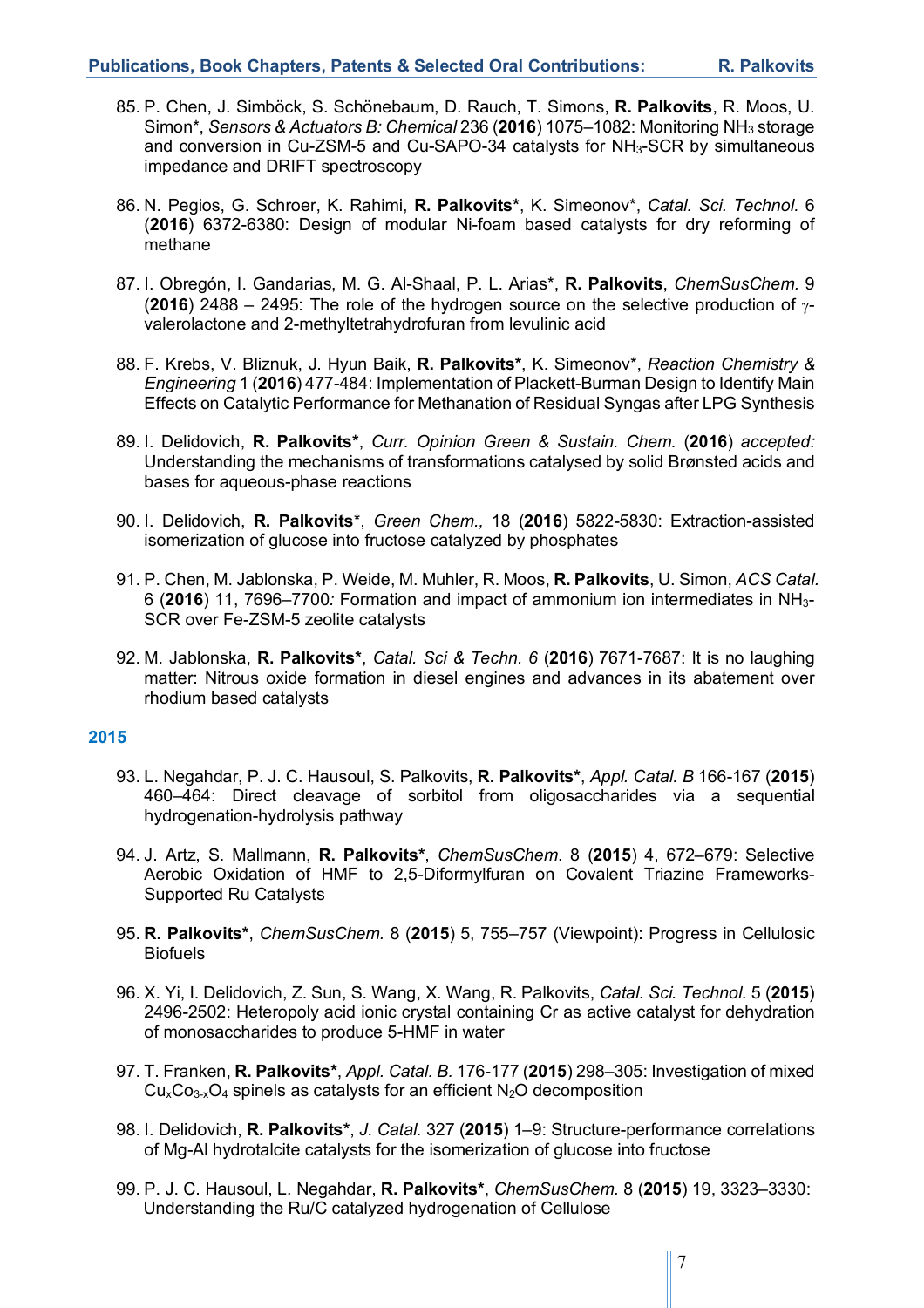85. P. Chen, J. Simböck, S. Schönebaum, D. Rauch, T. Simons, **R. Palkovits**, R. Moos, U. Simon*, *Sensors & Actuators B: Chemical* 236 (**2016**) 1075–1082: Monitoring $NH_3$ storage and conversion in Cu-ZSM-5 and Cu-SAPO-34 catalysts for $NH_3$-SCR by simultaneous impedance and DRIFT spectroscopy

86. N. Pegios, G. Schroer, K. Rahimi, **R. Palkovits***, K. Simeonov*, *Catal. Sci. Technol.* 6 (**2016**) 6372-6380: Design of modular Ni-foam based catalysts for dry reforming of methane

87. I. Obregón, I. Gandarias, M. G. Al-Shaal, P. L. Arias*, **R. Palkovits**, *ChemSusChem.* 9 (**2016**) 2488 – 2495: The role of the hydrogen source on the selective production of γ-valerolactone and 2-methyltetrahydrofuran from levulinic acid

88. F. Krebs, V. Bliznuk, J. Hyun Baik, **R. Palkovits***, K. Simeonov*, *Reaction Chemistry & Engineering* 1 (**2016**) 477-484: Implementation of Plackett-Burman Design to Identify Main Effects on Catalytic Performance for Methanation of Residual Syngas after LPG Synthesis

89. I. Delidovich, **R. Palkovits***, *Curr. Opinion Green & Sustain. Chem.* (**2016**) *accepted:* Understanding the mechanisms of transformations catalysed by solid Brønsted acids and bases for aqueous-phase reactions

90. I. Delidovich, **R. Palkovits***, *Green Chem.,* 18 (**2016**) 5822-5830: Extraction-assisted isomerization of glucose into fructose catalyzed by phosphates

91. P. Chen, M. Jablonska, P. Weide, M. Muhler, R. Moos, **R. Palkovits**, U. Simon, *ACS Catal.* 6 (**2016**) 11, 7696–7700*:* Formation and impact of ammonium ion intermediates in $NH_3$-SCR over Fe-ZSM-5 zeolite catalysts

92. M. Jablonska, **R. Palkovits***, *Catal. Sci & Techn. 6* (**2016**) 7671-7687: It is no laughing matter: Nitrous oxide formation in diesel engines and advances in its abatement over rhodium based catalysts

## 2015

93. L. Negahdar, P. J. C. Hausoul, S. Palkovits, **R. Palkovits***, *Appl. Catal. B* 166-167 (**2015**) 460–464: Direct cleavage of sorbitol from oligosaccharides via a sequential hydrogenation-hydrolysis pathway

94. J. Artz, S. Mallmann, **R. Palkovits***, *ChemSusChem.* 8 (**2015**) 4, 672–679: Selective Aerobic Oxidation of HMF to 2,5-Diformylfuran on Covalent Triazine Frameworks-Supported Ru Catalysts

95. **R. Palkovits***, *ChemSusChem.* 8 (**2015**) 5, 755–757 (Viewpoint): Progress in Cellulosic Biofuels

96. X. Yi, I. Delidovich, Z. Sun, S. Wang, X. Wang, R. Palkovits, *Catal. Sci. Technol.* 5 (**2015**) 2496-2502: Heteropoly acid ionic crystal containing Cr as active catalyst for dehydration of monosaccharides to produce 5-HMF in water

97. T. Franken, **R. Palkovits***, *Appl. Catal. B.* 176-177 (**2015**) 298–305: Investigation of mixed $Cu_xCo_{3-x}O_4$ spinels as catalysts for an efficient $N_2O$ decomposition

98. I. Delidovich, **R. Palkovits***, *J. Catal.* 327 (**2015**) 1–9: Structure-performance correlations of Mg-Al hydrotalcite catalysts for the isomerization of glucose into fructose

99. P. J. C. Hausoul, L. Negahdar, **R. Palkovits***, *ChemSusChem.* 8 (**2015**) 19, 3323–3330: Understanding the Ru/C catalyzed hydrogenation of Cellulose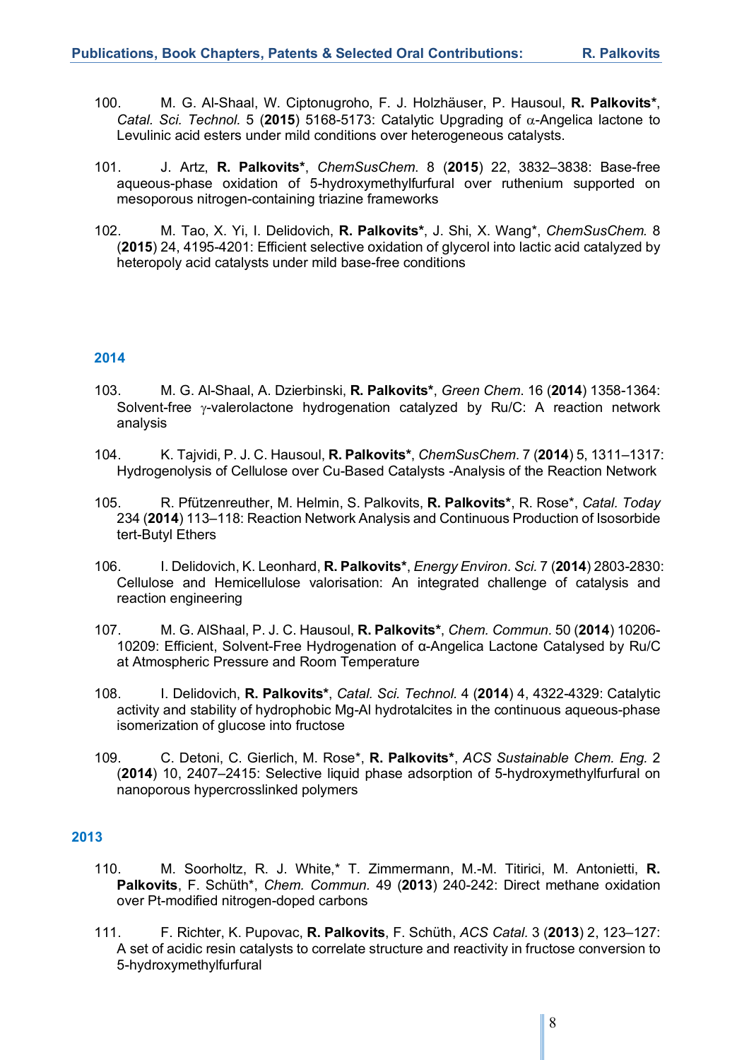100. M. G. Al-Shaal, W. Ciptonugroho, F. J. Holzhäuser, P. Hausoul, **R. Palkovits***, *Catal. Sci. Technol.* 5 (**2015**) 5168-5173: Catalytic Upgrading of $\alpha$-Angelica lactone to Levulinic acid esters under mild conditions over heterogeneous catalysts.

101. J. Artz, **R. Palkovits***, *ChemSusChem*. 8 (**2015**) 22, 3832–3838: Base-free aqueous-phase oxidation of 5-hydroxymethylfurfural over ruthenium supported on mesoporous nitrogen-containing triazine frameworks

102. M. Tao, X. Yi, I. Delidovich, **R. Palkovits***, J. Shi, X. Wang*, *ChemSusChem*. 8 (**2015**) 24, 4195-4201: Efficient selective oxidation of glycerol into lactic acid catalyzed by heteropoly acid catalysts under mild base-free conditions

## 2014

103. M. G. Al-Shaal, A. Dzierbinski, **R. Palkovits***, *Green Chem*. 16 (**2014**) 1358-1364: Solvent-free $\gamma$-valerolactone hydrogenation catalyzed by Ru/C: A reaction network analysis

104. K. Tajvidi, P. J. C. Hausoul, **R. Palkovits***, *ChemSusChem*. 7 (**2014**) 5, 1311–1317: Hydrogenolysis of Cellulose over Cu-Based Catalysts -Analysis of the Reaction Network

105. R. Pfützenreuther, M. Helmin, S. Palkovits, **R. Palkovits***, R. Rose*, *Catal. Today* 234 (**2014**) 113–118: Reaction Network Analysis and Continuous Production of Isosorbide tert-Butyl Ethers

106. I. Delidovich, K. Leonhard, **R. Palkovits***, *Energy Environ. Sci.* 7 (**2014**) 2803-2830: Cellulose and Hemicellulose valorisation: An integrated challenge of catalysis and reaction engineering

107. M. G. AlShaal, P. J. C. Hausoul, **R. Palkovits***, *Chem. Commun*. 50 (**2014**) 10206-10209: Efficient, Solvent-Free Hydrogenation of α-Angelica Lactone Catalysed by Ru/C at Atmospheric Pressure and Room Temperature

108. I. Delidovich, **R. Palkovits***, *Catal. Sci. Technol.* 4 (**2014**) 4, 4322-4329: Catalytic activity and stability of hydrophobic Mg-Al hydrotalcites in the continuous aqueous-phase isomerization of glucose into fructose

109. C. Detoni, C. Gierlich, M. Rose*, **R. Palkovits***, *ACS Sustainable Chem. Eng.* 2 (**2014**) 10, 2407–2415: Selective liquid phase adsorption of 5-hydroxymethylfurfural on nanoporous hypercrosslinked polymers

## 2013

110. M. Soorholtz, R. J. White,* T. Zimmermann, M.-M. Titirici, M. Antonietti, **R. Palkovits**, F. Schüth*, *Chem. Commun.* 49 (**2013**) 240-242: Direct methane oxidation over Pt-modified nitrogen-doped carbons

111. F. Richter, K. Pupovac, **R. Palkovits**, F. Schüth, *ACS Catal.* 3 (**2013**) 2, 123–127: A set of acidic resin catalysts to correlate structure and reactivity in fructose conversion to 5-hydroxymethylfurfural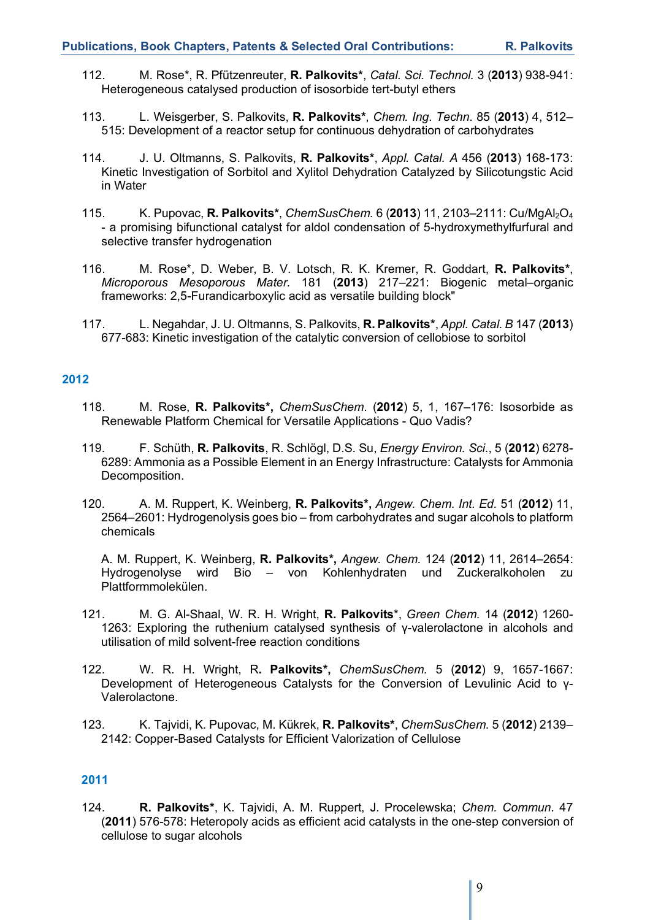112. M. Rose*, R. Pfützenreuter, **R. Palkovits***, *Catal. Sci. Technol.* 3 (**2013**) 938-941: Heterogeneous catalysed production of isosorbide tert-butyl ethers

113. L. Weisgerber, S. Palkovits, **R. Palkovits***, *Chem. Ing. Techn.* 85 (**2013**) 4, 512–515: Development of a reactor setup for continuous dehydration of carbohydrates

114. J. U. Oltmanns, S. Palkovits, **R. Palkovits***, *Appl. Catal. A* 456 (**2013**) 168-173: Kinetic Investigation of Sorbitol and Xylitol Dehydration Catalyzed by Silicotungstic Acid in Water

115. K. Pupovac, **R. Palkovits***, *ChemSusChem.* 6 (**2013**) 11, 2103–2111: Cu/$MgAl_2O_4$ - a promising bifunctional catalyst for aldol condensation of 5-hydroxymethylfurfural and selective transfer hydrogenation

116. M. Rose*, D. Weber, B. V. Lotsch, R. K. Kremer, R. Goddart, **R. Palkovits***, *Microporous Mesoporous Mater.* 181 (**2013**) 217–221: Biogenic metal–organic frameworks: 2,5-Furandicarboxylic acid as versatile building block"

117. L. Negahdar, J. U. Oltmanns, S. Palkovits, **R. Palkovits***, *Appl. Catal. B* 147 (**2013**) 677-683: Kinetic investigation of the catalytic conversion of cellobiose to sorbitol

## 2012

118. M. Rose, **R. Palkovits*,** *ChemSusChem*. (**2012**) 5, 1, 167–176: Isosorbide as Renewable Platform Chemical for Versatile Applications - Quo Vadis?

119. F. Schüth, **R. Palkovits**, R. Schlögl, D.S. Su, *Energy Environ. Sci.*, 5 (**2012**) 6278-6289: Ammonia as a Possible Element in an Energy Infrastructure: Catalysts for Ammonia Decomposition.

120. A. M. Ruppert, K. Weinberg, **R. Palkovits*,** *Angew. Chem. Int. Ed.* 51 (**2012**) 11, 2564–2601: Hydrogenolysis goes bio – from carbohydrates and sugar alcohols to platform chemicals

  A. M. Ruppert, K. Weinberg, **R. Palkovits*,** *Angew. Chem.* 124 (**2012**) 11, 2614–2654: Hydrogenolyse wird Bio – von Kohlenhydraten und Zuckeralkoholen zu Plattformmolekülen.

121. M. G. Al-Shaal, W. R. H. Wright, **R. Palkovits***, *Green Chem.* 14 (**2012**) 1260-1263: Exploring the ruthenium catalysed synthesis of γ-valerolactone in alcohols and utilisation of mild solvent-free reaction conditions

122. W. R. H. Wright, R**. Palkovits*,** *ChemSusChem.* 5 (**2012**) 9, 1657-1667: Development of Heterogeneous Catalysts for the Conversion of Levulinic Acid to γ-Valerolactone.

123. K. Tajvidi, K. Pupovac, M. Kükrek, **R. Palkovits***, *ChemSusChem.* 5 (**2012**) 2139–2142: Copper-Based Catalysts for Efficient Valorization of Cellulose

## 2011

124. **R. Palkovits***, K. Tajvidi, A. M. Ruppert, J. Procelewska; *Chem. Commun.* 47 (**2011**) 576-578: Heteropoly acids as efficient acid catalysts in the one-step conversion of cellulose to sugar alcohols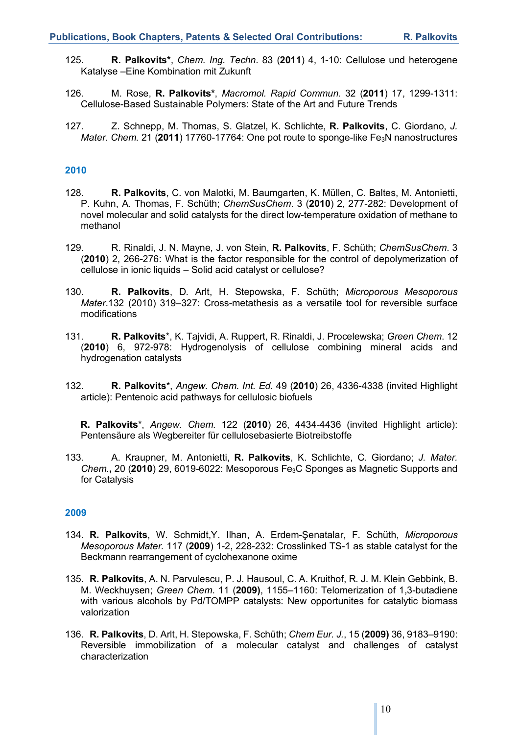125. **R. Palkovits***, *Chem. Ing. Techn.* 83 (**2011**) 4, 1-10: Cellulose und heterogene Katalyse –Eine Kombination mit Zukunft

126. M. Rose, **R. Palkovits***, *Macromol. Rapid Commun.* 32 (**2011**) 17, 1299-1311: Cellulose-Based Sustainable Polymers: State of the Art and Future Trends

127. Z. Schnepp, M. Thomas, S. Glatzel, K. Schlichte, **R. Palkovits**, C. Giordano, *J. Mater. Chem.* 21 (**2011**) 17760-17764: One pot route to sponge-like $Fe_3N$ nanostructures

## 2010

128. **R. Palkovits**, C. von Malotki, M. Baumgarten, K. Müllen, C. Baltes, M. Antonietti, P. Kuhn, A. Thomas, F. Schüth; *ChemSusChem*. 3 (**2010**) 2, 277-282: Development of novel molecular and solid catalysts for the direct low-temperature oxidation of methane to methanol

129. R. Rinaldi, J. N. Mayne, J. von Stein, **R. Palkovits**, F. Schüth; *ChemSusChem*. 3 (**2010**) 2, 266-276: What is the factor responsible for the control of depolymerization of cellulose in ionic liquids – Solid acid catalyst or cellulose?

130. **R. Palkovits**, D. Arlt, H. Stepowska, F. Schüth; *Microporous Mesoporous Mater.*132 (2010) 319–327: Cross-metathesis as a versatile tool for reversible surface modifications

131. **R. Palkovits***, K. Tajvidi, A. Ruppert, R. Rinaldi, J. Procelewska; *Green Chem*. 12 (**2010**) 6, 972-978: Hydrogenolysis of cellulose combining mineral acids and hydrogenation catalysts

132. **R. Palkovits***, *Angew. Chem. Int. Ed*. 49 (**2010**) 26, 4336-4338 (invited Highlight article): Pentenoic acid pathways for cellulosic biofuels

    **R. Palkovits***, *Angew. Chem.* 122 (**2010**) 26, 4434-4436 (invited Highlight article): Pentensäure als Wegbereiter für cellulosebasierte Biotreibstoffe

133. A. Kraupner, M. Antonietti, **R. Palkovits**, K. Schlichte, C. Giordano; *J. Mater. Chem.***,** 20 (**2010**) 29, 6019-6022: Mesoporous $Fe_3C$ Sponges as Magnetic Supports and for Catalysis

## 2009

134. **R. Palkovits**, W. Schmidt,Y. Ilhan, A. Erdem-Şenatalar, F. Schüth, *Microporous Mesoporous Mater.* 117 (**2009**) 1-2, 228-232: Crosslinked TS-1 as stable catalyst for the Beckmann rearrangement of cyclohexanone oxime

135. **R. Palkovits**, A. N. Parvulescu, P. J. Hausoul, C. A. Kruithof, R. J. M. Klein Gebbink, B. M. Weckhuysen; *Green Chem*. 11 (**2009)**, 1155–1160: Telomerization of 1,3-butadiene with various alcohols by Pd/TOMPP catalysts: New opportunites for catalytic biomass valorization

136. **R. Palkovits**, D. Arlt, H. Stepowska, F. Schüth; *Chem Eur. J.*, 15 (**2009)** 36, 9183–9190: Reversible immobilization of a molecular catalyst and challenges of catalyst characterization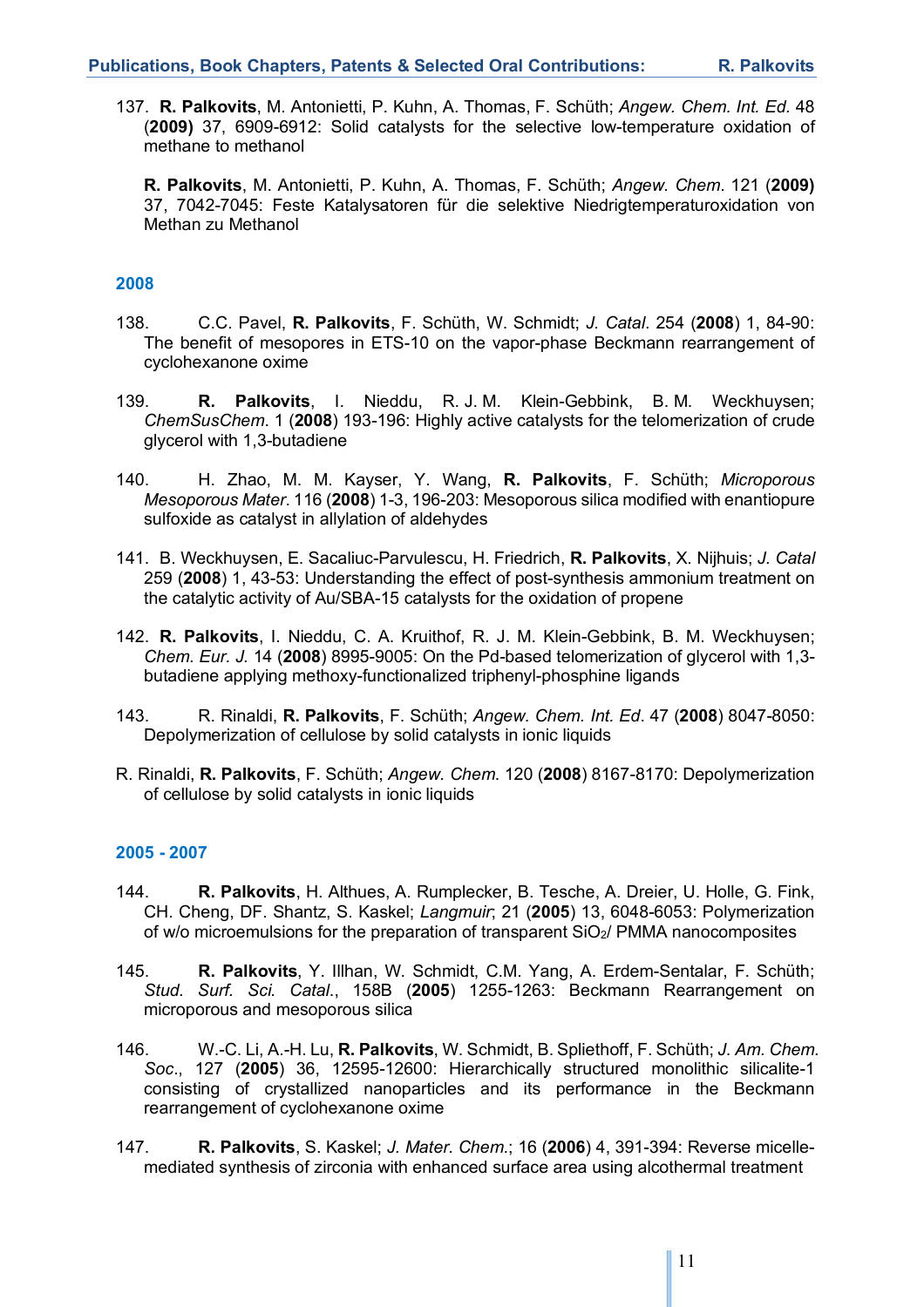137. **R. Palkovits**, M. Antonietti, P. Kuhn, A. Thomas, F. Schüth; *Angew. Chem. Int. Ed.* 48 (**2009**) 37, 6909-6912: Solid catalysts for the selective low-temperature oxidation of methane to methanol

**R. Palkovits**, M. Antonietti, P. Kuhn, A. Thomas, F. Schüth; *Angew. Chem.* 121 (**2009**) 37, 7042-7045: Feste Katalysatoren für die selektive Niedrigtemperaturoxidation von Methan zu Methanol

## 2008

138. C.C. Pavel, **R. Palkovits**, F. Schüth, W. Schmidt; *J. Catal*. 254 (**2008**) 1, 84-90: The benefit of mesopores in ETS-10 on the vapor-phase Beckmann rearrangement of cyclohexanone oxime

139. **R. Palkovits**, I. Nieddu, R. J. M. Klein-Gebbink, B. M. Weckhuysen; *ChemSusChem*. 1 (**2008**) 193-196: Highly active catalysts for the telomerization of crude glycerol with 1,3-butadiene

140. H. Zhao, M. M. Kayser, Y. Wang, **R. Palkovits**, F. Schüth; *Microporous Mesoporous Mater*. 116 (**2008**) 1-3, 196-203: Mesoporous silica modified with enantiopure sulfoxide as catalyst in allylation of aldehydes

141. B. Weckhuysen, E. Sacaliuc-Parvulescu, H. Friedrich, **R. Palkovits**, X. Nijhuis; *J. Catal* 259 (**2008**) 1, 43-53: Understanding the effect of post-synthesis ammonium treatment on the catalytic activity of Au/SBA-15 catalysts for the oxidation of propene

142. **R. Palkovits**, I. Nieddu, C. A. Kruithof, R. J. M. Klein-Gebbink, B. M. Weckhuysen; *Chem. Eur. J.* 14 (**2008**) 8995-9005: On the Pd-based telomerization of glycerol with 1,3-butadiene applying methoxy-functionalized triphenyl-phosphine ligands

143. R. Rinaldi, **R. Palkovits**, F. Schüth; *Angew. Chem. Int. Ed*. 47 (**2008**) 8047-8050: Depolymerization of cellulose by solid catalysts in ionic liquids

R. Rinaldi, **R. Palkovits**, F. Schüth; *Angew. Chem.* 120 (**2008**) 8167-8170: Depolymerization of cellulose by solid catalysts in ionic liquids

## 2005 - 2007

144. **R. Palkovits**, H. Althues, A. Rumplecker, B. Tesche, A. Dreier, U. Holle, G. Fink, CH. Cheng, DF. Shantz, S. Kaskel; *Langmuir*; 21 (**2005**) 13, 6048-6053: Polymerization of w/o microemulsions for the preparation of transparent $SiO_2$/ PMMA nanocomposites

145. **R. Palkovits**, Y. Illhan, W. Schmidt, C.M. Yang, A. Erdem-Sentalar, F. Schüth; *Stud. Surf. Sci. Catal.*, 158B (**2005**) 1255-1263: Beckmann Rearrangement on microporous and mesoporous silica

146. W.-C. Li, A.-H. Lu, **R. Palkovits**, W. Schmidt, B. Spliethoff, F. Schüth; *J. Am. Chem. Soc*., 127 (**2005**) 36, 12595-12600: Hierarchically structured monolithic silicalite-1 consisting of crystallized nanoparticles and its performance in the Beckmann rearrangement of cyclohexanone oxime

147. **R. Palkovits**, S. Kaskel; *J. Mater. Chem.*; 16 (**2006**) 4, 391-394: Reverse micelle-mediated synthesis of zirconia with enhanced surface area using alcothermal treatment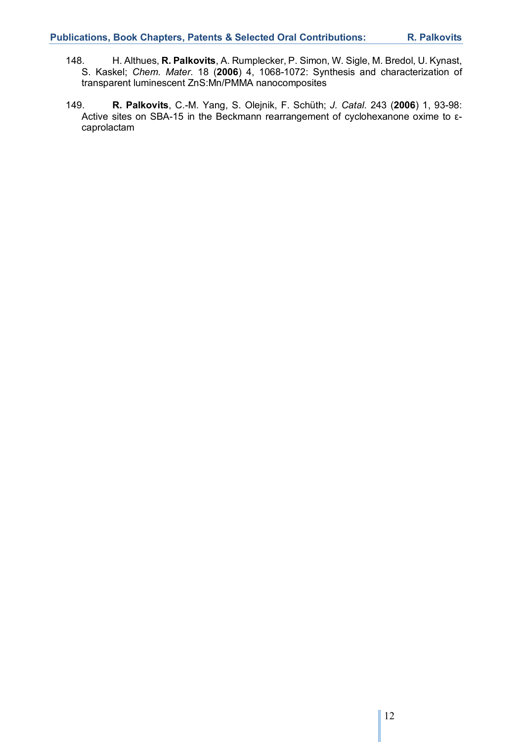148. H. Althues, **R. Palkovits**, A. Rumplecker, P. Simon, W. Sigle, M. Bredol, U. Kynast, S. Kaskel; *Chem. Mater.* 18 (**2006**) 4, 1068-1072: Synthesis and characterization of transparent luminescent ZnS:Mn/PMMA nanocomposites

149. **R. Palkovits**, C.-M. Yang, S. Olejnik, F. Schüth; *J. Catal.* 243 (**2006**) 1, 93-98: Active sites on SBA-15 in the Beckmann rearrangement of cyclohexanone oxime to ε-caprolactam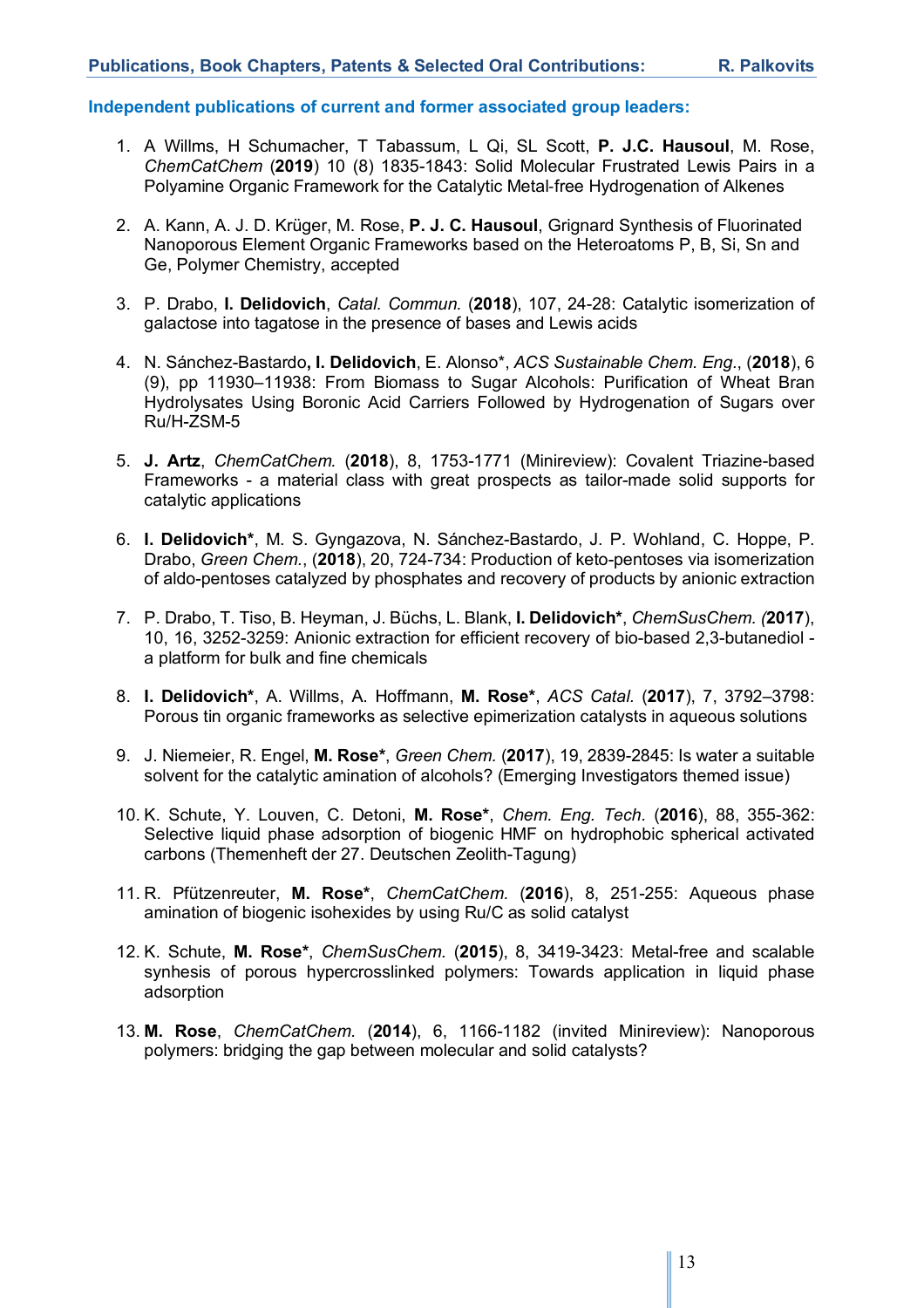## Independent publications of current and former associated group leaders:

1. A Willms, H Schumacher, T Tabassum, L Qi, SL Scott, **P. J.C. Hausoul**, M. Rose, *ChemCatChem* (**2019**) 10 (8) 1835-1843: Solid Molecular Frustrated Lewis Pairs in a Polyamine Organic Framework for the Catalytic Metal-free Hydrogenation of Alkenes

2. A. Kann, A. J. D. Krüger, M. Rose, **P. J. C. Hausoul**, Grignard Synthesis of Fluorinated Nanoporous Element Organic Frameworks based on the Heteroatoms P, B, Si, Sn and Ge, Polymer Chemistry, accepted

3. P. Drabo, **I. Delidovich**, *Catal. Commun.* (**2018**), 107, 24-28: Catalytic isomerization of galactose into tagatose in the presence of bases and Lewis acids

4. N. Sánchez-Bastardo**, I. Delidovich**, E. Alonso*, *ACS Sustainable Chem. Eng*., (**2018**), 6 (9), pp 11930–11938: From Biomass to Sugar Alcohols: Purification of Wheat Bran Hydrolysates Using Boronic Acid Carriers Followed by Hydrogenation of Sugars over Ru/H-ZSM-5

5. **J. Artz**, *ChemCatChem.* (**2018**), 8, 1753-1771 (Minireview): Covalent Triazine-based Frameworks - a material class with great prospects as tailor-made solid supports for catalytic applications

6. **I. Delidovich***, M. S. Gyngazova, N. Sánchez-Bastardo, J. P. Wohland, C. Hoppe, P. Drabo, *Green Chem.*, (**2018**), 20, 724-734: Production of keto-pentoses via isomerization of aldo-pentoses catalyzed by phosphates and recovery of products by anionic extraction

7. P. Drabo, T. Tiso, B. Heyman, J. Büchs, L. Blank, **I. Delidovich***, *ChemSusChem. (***2017**), 10, 16, 3252-3259: Anionic extraction for efficient recovery of bio-based 2,3-butanediol - a platform for bulk and fine chemicals

8. **I. Delidovich***, A. Willms, A. Hoffmann, **M. Rose***, *ACS Catal.* (**2017**), 7, 3792–3798: Porous tin organic frameworks as selective epimerization catalysts in aqueous solutions

9. J. Niemeier, R. Engel, **M. Rose***, *Green Chem.* (**2017**), 19, 2839-2845: Is water a suitable solvent for the catalytic amination of alcohols? (Emerging Investigators themed issue)

10. K. Schute, Y. Louven, C. Detoni, **M. Rose***, *Chem. Eng. Tech.* (**2016**), 88, 355-362: Selective liquid phase adsorption of biogenic HMF on hydrophobic spherical activated carbons (Themenheft der 27. Deutschen Zeolith-Tagung)

11. R. Pfützenreuter, **M. Rose***, *ChemCatChem.* (**2016**), 8, 251-255: Aqueous phase amination of biogenic isohexides by using Ru/C as solid catalyst

12. K. Schute, **M. Rose***, *ChemSusChem.* (**2015**), 8, 3419-3423: Metal-free and scalable synhesis of porous hypercrosslinked polymers: Towards application in liquid phase adsorption

13. **M. Rose**, *ChemCatChem.* (**2014**), 6, 1166-1182 (invited Minireview): Nanoporous polymers: bridging the gap between molecular and solid catalysts?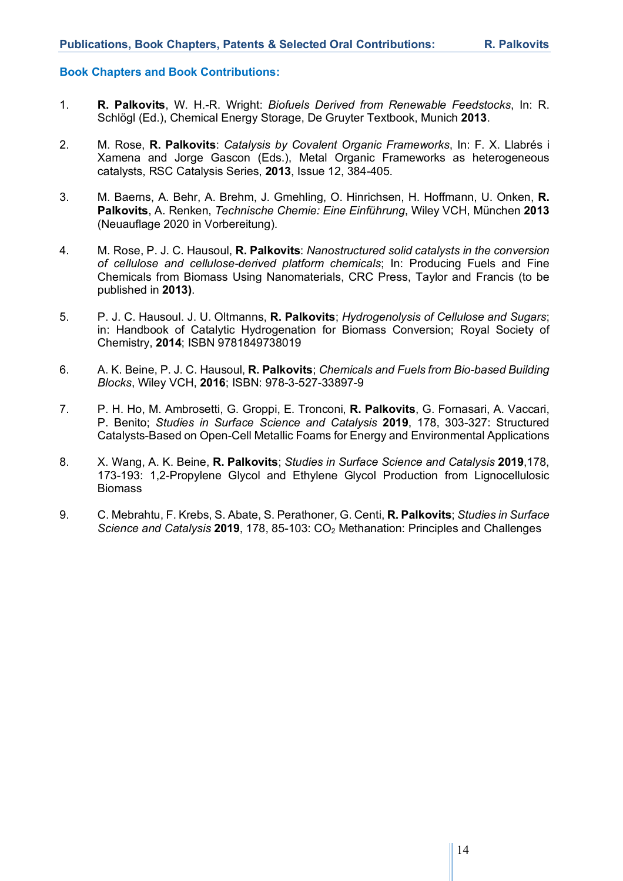## Book Chapters and Book Contributions:

1. **R. Palkovits**, W. H.-R. Wright: *Biofuels Derived from Renewable Feedstocks*, In: R. Schlögl (Ed.), Chemical Energy Storage, De Gruyter Textbook, Munich **2013**.

2. M. Rose, **R. Palkovits**: *Catalysis by Covalent Organic Frameworks*, In: F. X. Llabrés i Xamena and Jorge Gascon (Eds.), Metal Organic Frameworks as heterogeneous catalysts, RSC Catalysis Series, **2013**, Issue 12, 384-405.

3. M. Baerns, A. Behr, A. Brehm, J. Gmehling, O. Hinrichsen, H. Hoffmann, U. Onken, **R. Palkovits**, A. Renken, *Technische Chemie: Eine Einführung*, Wiley VCH, München **2013** (Neuauflage 2020 in Vorbereitung).

4. M. Rose, P. J. C. Hausoul, **R. Palkovits**: *Nanostructured solid catalysts in the conversion of cellulose and cellulose-derived platform chemicals*; In: Producing Fuels and Fine Chemicals from Biomass Using Nanomaterials, CRC Press, Taylor and Francis (to be published in **2013)**.

5. P. J. C. Hausoul. J. U. Oltmanns, **R. Palkovits**; *Hydrogenolysis of Cellulose and Sugars*; in: Handbook of Catalytic Hydrogenation for Biomass Conversion; Royal Society of Chemistry, **2014**; ISBN 9781849738019

6. A. K. Beine, P. J. C. Hausoul, **R. Palkovits**; *Chemicals and Fuels from Bio-based Building Blocks*, Wiley VCH, **2016**; ISBN: 978-3-527-33897-9

7. P. H. Ho, M. Ambrosetti, G. Groppi, E. Tronconi, **R. Palkovits**, G. Fornasari, A. Vaccari, P. Benito; *Studies in Surface Science and Catalysis* **2019**, 178, 303-327: Structured Catalysts-Based on Open-Cell Metallic Foams for Energy and Environmental Applications

8. X. Wang, A. K. Beine, **R. Palkovits**; *Studies in Surface Science and Catalysis* **2019**,178, 173-193: 1,2-Propylene Glycol and Ethylene Glycol Production from Lignocellulosic Biomass

9. C. Mebrahtu, F. Krebs, S. Abate, S. Perathoner, G. Centi, **R. Palkovits**; *Studies in Surface Science and Catalysis* **2019**, 178, 85-103: $CO_2$ Methanation: Principles and Challenges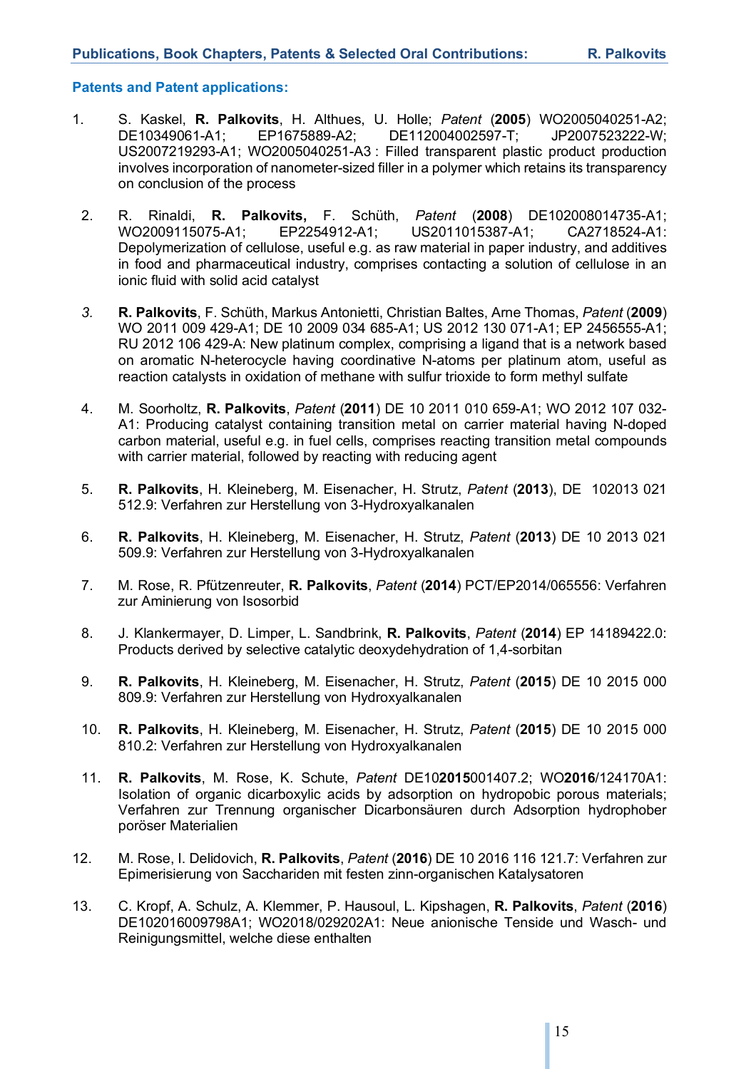### Patents and Patent applications:

1. S. Kaskel, **R. Palkovits**, H. Althues, U. Holle; *Patent* (**2005**) WO2005040251-A2; DE10349061-A1; EP1675889-A2; DE112004002597-T; JP2007523222-W; US2007219293-A1; WO2005040251-A3 : Filled transparent plastic product production involves incorporation of nanometer-sized filler in a polymer which retains its transparency on conclusion of the process

2. R. Rinaldi, **R. Palkovits,** F. Schüth, *Patent* (**2008**) DE102008014735-A1; WO2009115075-A1; EP2254912-A1; US2011015387-A1; CA2718524-A1: Depolymerization of cellulose, useful e.g. as raw material in paper industry, and additives in food and pharmaceutical industry, comprises contacting a solution of cellulose in an ionic fluid with solid acid catalyst

3. **R. Palkovits**, F. Schüth, Markus Antonietti, Christian Baltes, Arne Thomas, *Patent* (**2009**) WO 2011 009 429-A1; DE 10 2009 034 685-A1; US 2012 130 071-A1; EP 2456555-A1; RU 2012 106 429-A: New platinum complex, comprising a ligand that is a network based on aromatic N-heterocycle having coordinative N-atoms per platinum atom, useful as reaction catalysts in oxidation of methane with sulfur trioxide to form methyl sulfate

4. M. Soorholtz, **R. Palkovits**, *Patent* (**2011**) DE 10 2011 010 659-A1; WO 2012 107 032-A1: Producing catalyst containing transition metal on carrier material having N-doped carbon material, useful e.g. in fuel cells, comprises reacting transition metal compounds with carrier material, followed by reacting with reducing agent

5. **R. Palkovits**, H. Kleineberg, M. Eisenacher, H. Strutz, *Patent* (**2013**), DE 102013 021 512.9: Verfahren zur Herstellung von 3-Hydroxyalkanalen

6. **R. Palkovits**, H. Kleineberg, M. Eisenacher, H. Strutz, *Patent* (**2013**) DE 10 2013 021 509.9: Verfahren zur Herstellung von 3-Hydroxyalkanalen

7. M. Rose, R. Pfützenreuter, **R. Palkovits**, *Patent* (**2014**) PCT/EP2014/065556: Verfahren zur Aminierung von Isosorbid

8. J. Klankermayer, D. Limper, L. Sandbrink, **R. Palkovits**, *Patent* (**2014**) EP 14189422.0: Products derived by selective catalytic deoxydehydration of 1,4-sorbitan

9. **R. Palkovits**, H. Kleineberg, M. Eisenacher, H. Strutz, *Patent* (**2015**) DE 10 2015 000 809.9: Verfahren zur Herstellung von Hydroxyalkanalen

10. **R. Palkovits**, H. Kleineberg, M. Eisenacher, H. Strutz, *Patent* (**2015**) DE 10 2015 000 810.2: Verfahren zur Herstellung von Hydroxyalkanalen

11. **R. Palkovits**, M. Rose, K. Schute, *Patent* DE10**2015**001407.2; WO**2016**/124170A1: Isolation of organic dicarboxylic acids by adsorption on hydropobic porous materials; Verfahren zur Trennung organischer Dicarbonsäuren durch Adsorption hydrophober poröser Materialien

12. M. Rose, I. Delidovich, **R. Palkovits**, *Patent* (**2016**) DE 10 2016 116 121.7: Verfahren zur Epimerisierung von Sacchariden mit festen zinn-organischen Katalysatoren

13. C. Kropf, A. Schulz, A. Klemmer, P. Hausoul, L. Kipshagen, **R. Palkovits**, *Patent* (**2016**) DE102016009798A1; WO2018/029202A1: Neue anionische Tenside und Wasch- und Reinigungsmittel, welche diese enthalten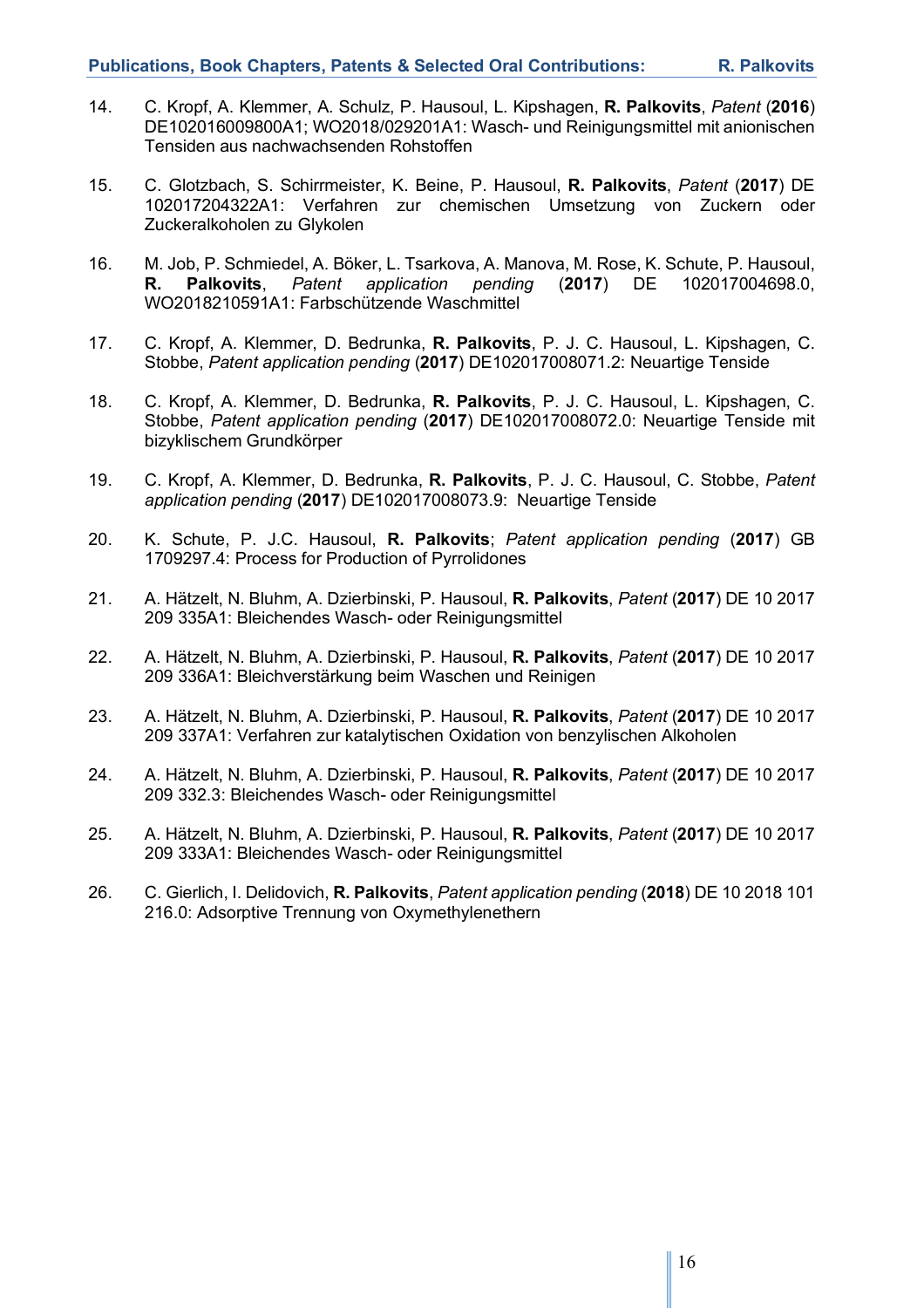14. C. Kropf, A. Klemmer, A. Schulz, P. Hausoul, L. Kipshagen, **R. Palkovits**, *Patent* (**2016**) DE102016009800A1; WO2018/029201A1: Wasch- und Reinigungsmittel mit anionischen Tensiden aus nachwachsenden Rohstoffen

15. C. Glotzbach, S. Schirrmeister, K. Beine, P. Hausoul, **R. Palkovits**, *Patent* (**2017**) DE 102017204322A1: Verfahren zur chemischen Umsetzung von Zuckern oder Zuckeralkoholen zu Glykolen

16. M. Job, P. Schmiedel, A. Böker, L. Tsarkova, A. Manova, M. Rose, K. Schute, P. Hausoul, **R. Palkovits**, *Patent application pending* (**2017**) DE 102017004698.0, WO2018210591A1: Farbschützende Waschmittel

17. C. Kropf, A. Klemmer, D. Bedrunka, **R. Palkovits**, P. J. C. Hausoul, L. Kipshagen, C. Stobbe, *Patent application pending* (**2017**) DE102017008071.2: Neuartige Tenside

18. C. Kropf, A. Klemmer, D. Bedrunka, **R. Palkovits**, P. J. C. Hausoul, L. Kipshagen, C. Stobbe, *Patent application pending* (**2017**) DE102017008072.0: Neuartige Tenside mit bizyklischem Grundkörper

19. C. Kropf, A. Klemmer, D. Bedrunka, **R. Palkovits**, P. J. C. Hausoul, C. Stobbe, *Patent application pending* (**2017**) DE102017008073.9: Neuartige Tenside

20. K. Schute, P. J.C. Hausoul, **R. Palkovits**; *Patent application pending* (**2017**) GB 1709297.4: Process for Production of Pyrrolidones

21. A. Hätzelt, N. Bluhm, A. Dzierbinski, P. Hausoul, **R. Palkovits**, *Patent* (**2017**) DE 10 2017 209 335A1: Bleichendes Wasch- oder Reinigungsmittel

22. A. Hätzelt, N. Bluhm, A. Dzierbinski, P. Hausoul, **R. Palkovits**, *Patent* (**2017**) DE 10 2017 209 336A1: Bleichverstärkung beim Waschen und Reinigen

23. A. Hätzelt, N. Bluhm, A. Dzierbinski, P. Hausoul, **R. Palkovits**, *Patent* (**2017**) DE 10 2017 209 337A1: Verfahren zur katalytischen Oxidation von benzylischen Alkoholen

24. A. Hätzelt, N. Bluhm, A. Dzierbinski, P. Hausoul, **R. Palkovits**, *Patent* (**2017**) DE 10 2017 209 332.3: Bleichendes Wasch- oder Reinigungsmittel

25. A. Hätzelt, N. Bluhm, A. Dzierbinski, P. Hausoul, **R. Palkovits**, *Patent* (**2017**) DE 10 2017 209 333A1: Bleichendes Wasch- oder Reinigungsmittel

26. C. Gierlich, I. Delidovich, **R. Palkovits**, *Patent application pending* (**2018**) DE 10 2018 101 216.0: Adsorptive Trennung von Oxymethylenethern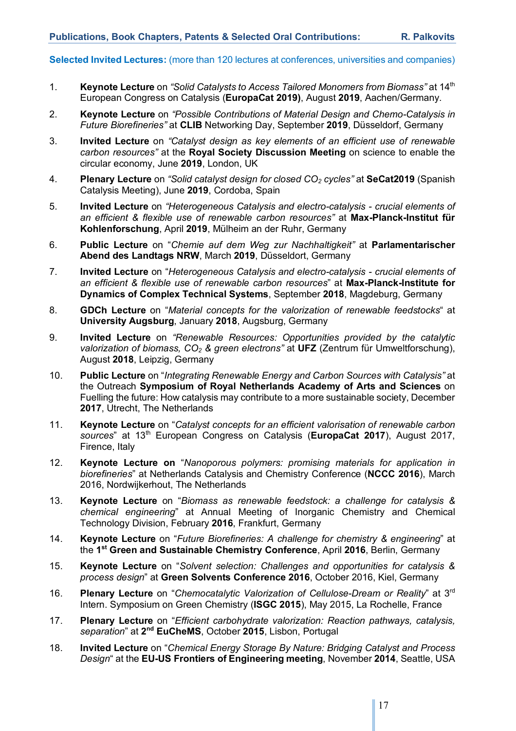**Selected Invited Lectures:** (more than 120 lectures at conferences, universities and companies)

1. **Keynote Lecture** on *"Solid Catalysts to Access Tailored Monomers from Biomass"* at 14th European Congress on Catalysis (**EuropaCat 2019)**, August **2019**, Aachen/Germany.
2. **Keynote Lecture** on *"Possible Contributions of Material Design and Chemo-Catalysis in Future Biorefineries"* at **CLIB** Networking Day, September **2019**, Düsseldorf, Germany
3. **Invited Lecture** on *"Catalyst design as key elements of an efficient use of renewable carbon resources"* at the **Royal Society Discussion Meeting** on science to enable the circular economy, June **2019**, London, UK
4. **Plenary Lecture** on *"Solid catalyst design for closed $CO_2$ cycles"* at **SeCat2019** (Spanish Catalysis Meeting), June **2019**, Cordoba, Spain
5. **Invited Lecture** on *"Heterogeneous Catalysis and electro-catalysis - crucial elements of an efficient & flexible use of renewable carbon resources"* at **Max-Planck-Institut für Kohlenforschung**, April **2019**, Mülheim an der Ruhr, Germany
6. **Public Lecture** on "*Chemie auf dem Weg zur Nachhaltigkeit"* at **Parlamentarischer Abend des Landtags NRW**, March **2019**, Düsseldort, Germany
7. **Invited Lecture** on "*Heterogeneous Catalysis and electro-catalysis - crucial elements of an efficient & flexible use of renewable carbon resources*" at **Max-Planck-Institute for Dynamics of Complex Technical Systems**, September **2018**, Magdeburg, Germany
8. **GDCh Lecture** on "*Material concepts for the valorization of renewable feedstocks*" at **University Augsburg**, January **2018**, Augsburg, Germany
9. **Invited Lecture** on *"Renewable Resources: Opportunities provided by the catalytic valorization of biomass, $CO_2$ & green electrons"* at **UFZ** (Zentrum für Umweltforschung), August **2018**, Leipzig, Germany
10. **Public Lecture** on "*Integrating Renewable Energy and Carbon Sources with Catalysis"* at the Outreach **Symposium of Royal Netherlands Academy of Arts and Sciences** on Fuelling the future: How catalysis may contribute to a more sustainable society, December **2017**, Utrecht, The Netherlands
11. **Keynote Lecture** on "*Catalyst concepts for an efficient valorisation of renewable carbon sources*" at 13th European Congress on Catalysis (**EuropaCat 2017**), August 2017, Firence, Italy
12. **Keynote Lecture on** "*Nanoporous polymers: promising materials for application in biorefineries*" at Netherlands Catalysis and Chemistry Conference (**NCCC 2016**), March 2016, Nordwijkerhout, The Netherlands
13. **Keynote Lecture** on "*Biomass as renewable feedstock: a challenge for catalysis & chemical engineering*" at Annual Meeting of Inorganic Chemistry and Chemical Technology Division, February **2016**, Frankfurt, Germany
14. **Keynote Lecture** on "*Future Biorefineries: A challenge for chemistry & engineering*" at the **1st Green and Sustainable Chemistry Conference**, April **2016**, Berlin, Germany
15. **Keynote Lecture** on "*Solvent selection: Challenges and opportunities for catalysis & process design*" at **Green Solvents Conference 2016**, October 2016, Kiel, Germany
16. **Plenary Lecture** on "*Chemocatalytic Valorization of Cellulose-Dream or Reality*" at 3rd Intern. Symposium on Green Chemistry (**ISGC 2015**), May 2015, La Rochelle, France
17. **Plenary Lecture** on "*Efficient carbohydrate valorization: Reaction pathways, catalysis, separation*" at **2nd EuCheMS**, October **2015**, Lisbon, Portugal
18. **Invited Lecture** on "*Chemical Energy Storage By Nature: Bridging Catalyst and Process Design*" at the **EU-US Frontiers of Engineering meeting**, November **2014**, Seattle, USA